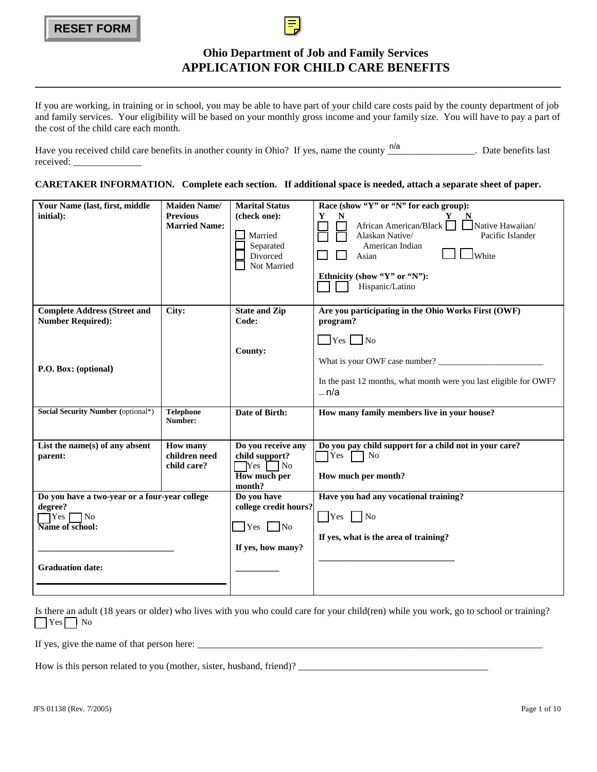RESET FORM

# Ohio Department of Job and Family Services
# APPLICATION FOR CHILD CARE BENEFITS

If you are working, in training or in school, you may be able to have part of your child care costs paid by the county department of job and family services. Your eligibility will be based on your monthly gross income and your family size. You will have to pay a part of the cost of the child care each month.

Have you received child care benefits in another county in Ohio? If yes, name the county n/a __________________. Date benefits last received: ______________

**CARETAKER INFORMATION. Complete each section. If additional space is needed, attach a separate sheet of paper.**

| **Your Name (last, first, middle initial):** | **Maiden Name/ Previous Married Name:** | **Marital Status (check one):** ☐ Married ☐ Separated ☐ Divorced ☐ Not Married | **Race (show "Y" or "N" for each group):** Y N ☐ ☐ African American/Black ☐ ☐ Alaskan Native/ American Indian ☐ ☐ Asian ☐ ☐ Native Hawaiian/ Pacific Islander ☐ ☐ White **Ethnicity (show "Y" or "N"):** ☐ ☐ Hispanic/Latino |
|---|---|---|---|
| **Complete Address (Street and Number Required):** **P.O. Box: (optional)** | **City:** | **State and Zip Code:** **County:** | **Are you participating in the Ohio Works First (OWF) program?** ☐ Yes ☐ No What is your OWF case number? ________________ In the past 12 months, what month were you last eligible for OWF? _ n/a |
| **Social Security Number** (optional*) | **Telephone Number:** | **Date of Birth:** | **How many family members live in your house?** |
| **List the name(s) of any absent parent:** | **How many children need child care?** | **Do you receive any child support?** ☐ Yes ☐ No **How much per month?** | **Do you pay child support for a child not in your care?** ☐ Yes ☐ No **How much per month?** |
| **Do you have a two-year or a four-year college degree?** ☐ Yes ☐ No **Name of school:** ____________________ **Graduation date:** ____________________ | | **Do you have college credit hours?** ☐ Yes ☐ No **If yes, how many?** _________ | **Have you had any vocational training?** ☐ Yes ☐ No **If yes, what is the area of training?** ____________________ |

Is there an adult (18 years or older) who lives with you who could care for your child(ren) while you work, go to school or training?
☐ Yes ☐ No

If yes, give the name of that person here: ______________________________________________

How is this person related to you (mother, sister, husband, friend)? ______________________________

JFS 01138 (Rev. 7/2005)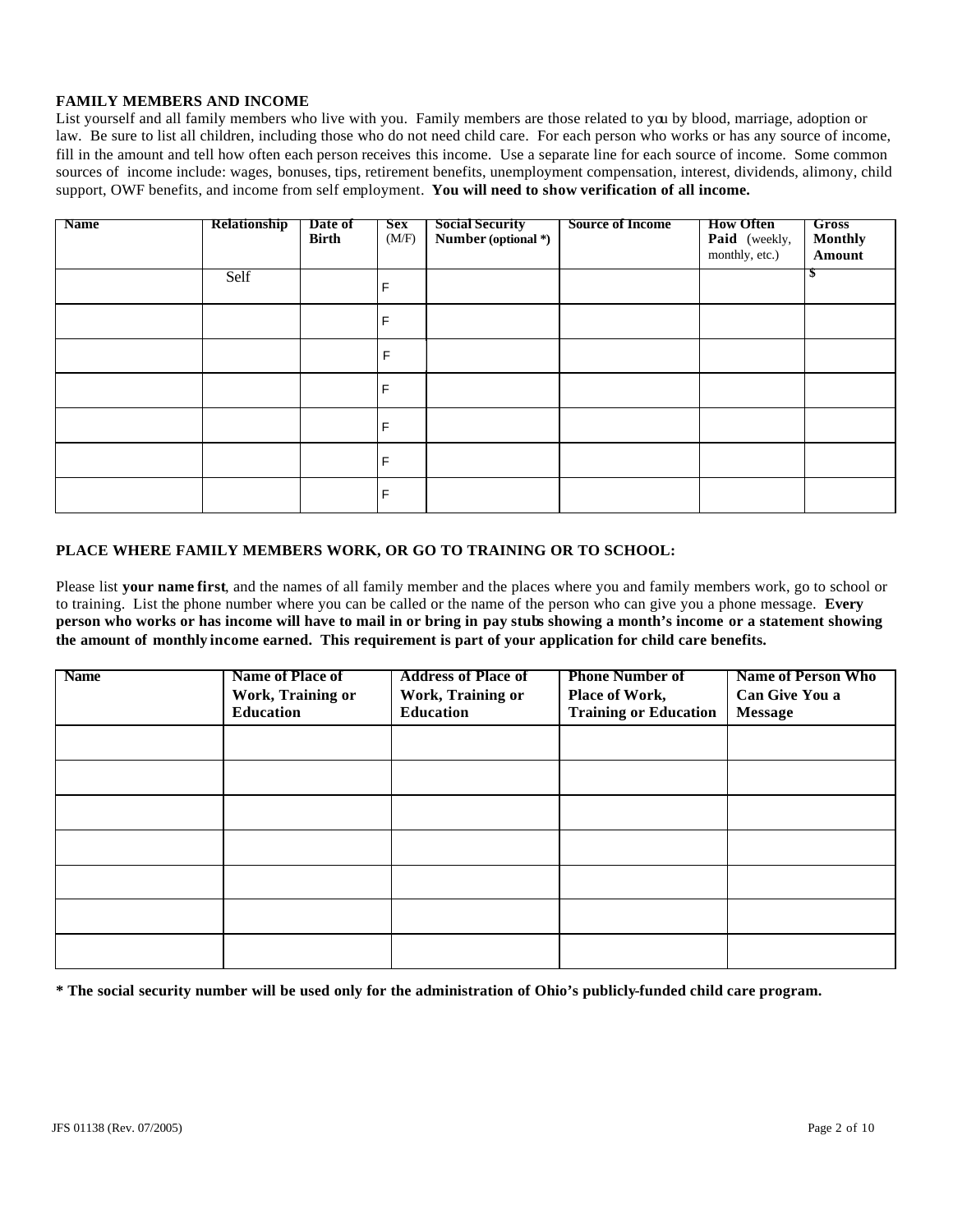**FAMILY MEMBERS AND INCOME**

List yourself and all family members who live with you. Family members are those related to you by blood, marriage, adoption or law. Be sure to list all children, including those who do not need child care. For each person who works or has any source of income, fill in the amount and tell how often each person receives this income. Use a separate line for each source of income. Some common sources of income include: wages, bonuses, tips, retirement benefits, unemployment compensation, interest, dividends, alimony, child support, OWF benefits, and income from self employment. **You will need to show verification of all income.**

| Name | Relationship | Date of Birth | Sex (M/F) | Social Security Number (optional *) | Source of Income | How Often Paid (weekly, monthly, etc.) | Gross Monthly Amount |
|---|---|---|---|---|---|---|---|
| | Self | | F | | | | $ |
| | | | F | | | | |
| | | | F | | | | |
| | | | F | | | | |
| | | | F | | | | |
| | | | F | | | | |
| | | | F | | | | |

**PLACE WHERE FAMILY MEMBERS WORK, OR GO TO TRAINING OR TO SCHOOL:**

Please list **your name first**, and the names of all family member and the places where you and family members work, go to school or to training. List the phone number where you can be called or the name of the person who can give you a phone message. **Every person who works or has income will have to mail in or bring in pay stubs showing a month's income or a statement showing the amount of monthly income earned. This requirement is part of your application for child care benefits.**

| Name | Name of Place of Work, Training or Education | Address of Place of Work, Training or Education | Phone Number of Place of Work, Training or Education | Name of Person Who Can Give You a Message |
|---|---|---|---|---|
| | | | | |
| | | | | |
| | | | | |
| | | | | |
| | | | | |
| | | | | |
| | | | | |

**\* The social security number will be used only for the administration of Ohio's publicly-funded child care program.**

JFS 01138 (Rev. 07/2005)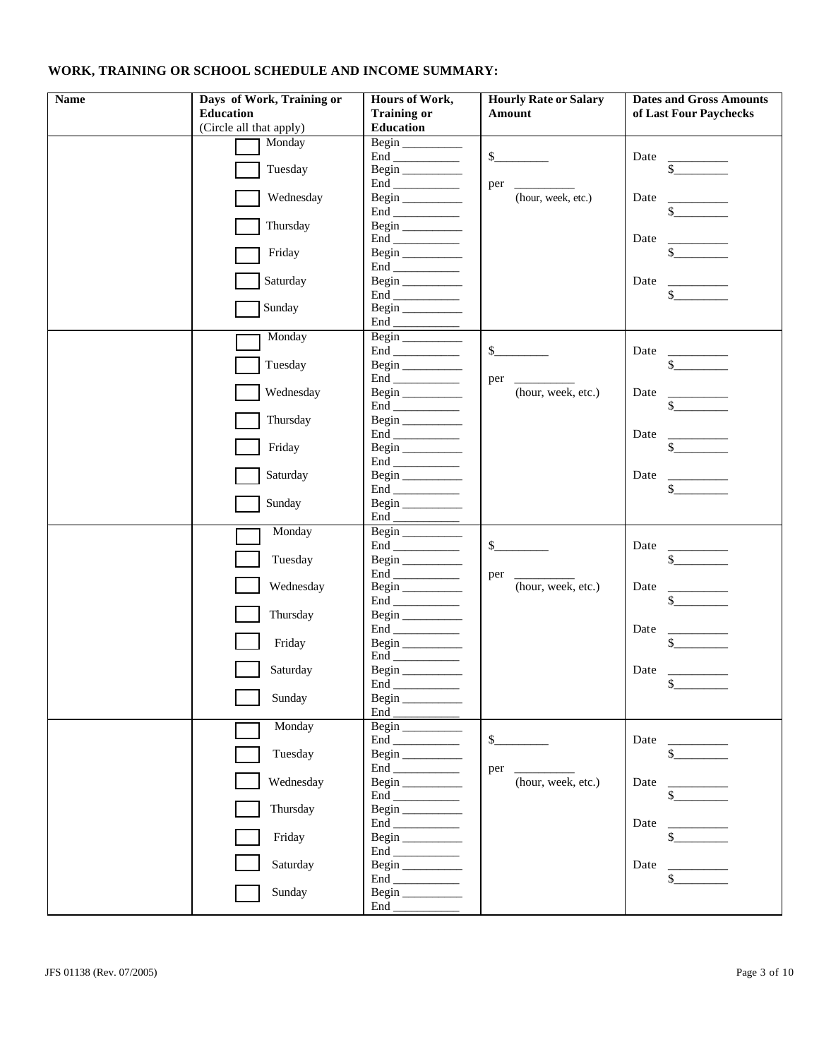**WORK, TRAINING OR SCHOOL SCHEDULE AND INCOME SUMMARY:**

| Name | Days of Work, Training or Education (Circle all that apply) | Hours of Work, Training or Education | Hourly Rate or Salary Amount | Dates and Gross Amounts of Last Four Paychecks |
|---|---|---|---|---|
| | ☐ Monday ☐ Tuesday ☐ Wednesday ☐ Thursday ☐ Friday ☐ Saturday ☐ Sunday | Begin ______ End ______ Begin ______ End ______ Begin ______ End ______ Begin ______ End ______ Begin ______ End ______ Begin ______ End ______ Begin ______ End ______ | $______ per ______ (hour, week, etc.) | Date ______ $______ Date ______ $______ Date ______ $______ Date ______ $______ |
| | ☐ Monday ☐ Tuesday ☐ Wednesday ☐ Thursday ☐ Friday ☐ Saturday ☐ Sunday | Begin ______ End ______ Begin ______ End ______ Begin ______ End ______ Begin ______ End ______ Begin ______ End ______ Begin ______ End ______ Begin ______ End ______ | $______ per ______ (hour, week, etc.) | Date ______ $______ Date ______ $______ Date ______ $______ Date ______ $______ |
| | ☐ Monday ☐ Tuesday ☐ Wednesday ☐ Thursday ☐ Friday ☐ Saturday ☐ Sunday | Begin ______ End ______ Begin ______ End ______ Begin ______ End ______ Begin ______ End ______ Begin ______ End ______ Begin ______ End ______ Begin ______ End ______ | $______ per ______ (hour, week, etc.) | Date ______ $______ Date ______ $______ Date ______ $______ Date ______ $______ |
| | ☐ Monday ☐ Tuesday ☐ Wednesday ☐ Thursday ☐ Friday ☐ Saturday ☐ Sunday | Begin ______ End ______ Begin ______ End ______ Begin ______ End ______ Begin ______ End ______ Begin ______ End ______ Begin ______ End ______ Begin ______ End ______ | $______ per ______ (hour, week, etc.) | Date ______ $______ Date ______ $______ Date ______ $______ Date ______ $______ |

JFS 01138 (Rev. 07/2005)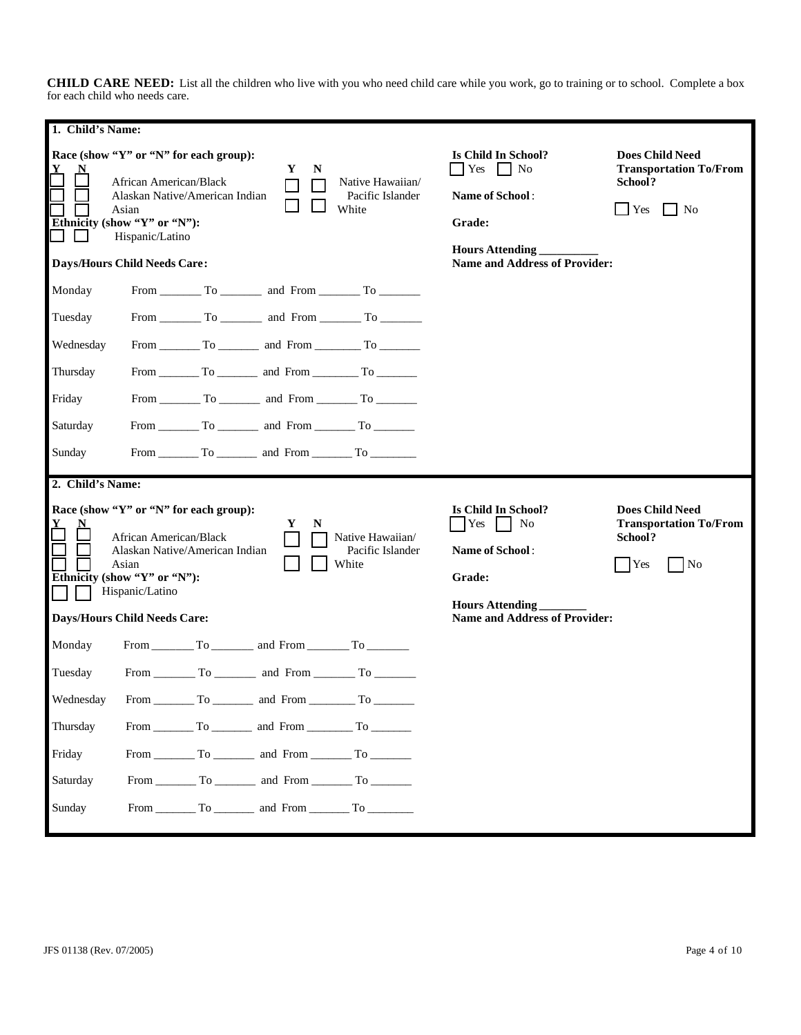**CHILD CARE NEED:** List all the children who live with you who need child care while you work, go to training or to school. Complete a box for each child who needs care.

**1. Child's Name:**

**Race (show "Y" or "N" for each group):**

| Y | N | | Y | N | |
|---|---|---|---|---|---|
| ☐ | ☐ | African American/Black | ☐ | ☐ | Native Hawaiian/ Pacific Islander |
| ☐ | ☐ | Alaskan Native/American Indian | ☐ | ☐ | White |
| ☐ | ☐ | Asian | | | |

**Ethnicity (show "Y" or "N"):**

☐ ☐ Hispanic/Latino

**Is Child In School?** ☐ Yes ☐ No

**Name of School**:

**Grade:**

**Hours Attending** __________

**Does Child Need Transportation To/From School?** ☐ Yes ☐ No

**Days/Hours Child Needs Care:**

| Day | |
|---|---|
| Monday | From _______ To _______ and From _______ To _______ |
| Tuesday | From _______ To _______ and From _______ To _______ |
| Wednesday | From _______ To _______ and From _______ To _______ |
| Thursday | From _______ To _______ and From _______ To _______ |
| Friday | From _______ To _______ and From _______ To _______ |
| Saturday | From _______ To _______ and From _______ To _______ |
| Sunday | From _______ To _______ and From _______ To ________ |

**Name and Address of Provider:**

**2. Child's Name:**

**Race (show "Y" or "N" for each group):**

| Y | N | | Y | N | |
|---|---|---|---|---|---|
| ☐ | ☐ | African American/Black | ☐ | ☐ | Native Hawaiian/ Pacific Islander |
| ☐ | ☐ | Alaskan Native/American Indian | ☐ | ☐ | White |
| ☐ | ☐ | Asian | | | |

**Ethnicity (show "Y" or "N"):**

☐ ☐ Hispanic/Latino

**Is Child In School?** ☐ Yes ☐ No

**Name of School**:

**Grade:**

**Hours Attending** ________

**Does Child Need Transportation To/From School?** ☐ Yes ☐ No

**Days/Hours Child Needs Care:**

| Day | |
|---|---|
| Monday | From _______ To _______ and From _______ To _______ |
| Tuesday | From _______ To _______ and From _______ To _______ |
| Wednesday | From _______ To _______ and From ________ To _______ |
| Thursday | From _______ To _______ and From ________ To _______ |
| Friday | From _______ To _______ and From _______ To _______ |
| Saturday | From _______ To _______ and From _______ To _______ |
| Sunday | From _______ To _______ and From _______ To ________ |

**Name and Address of Provider:**

JFS 01138 (Rev. 07/2005)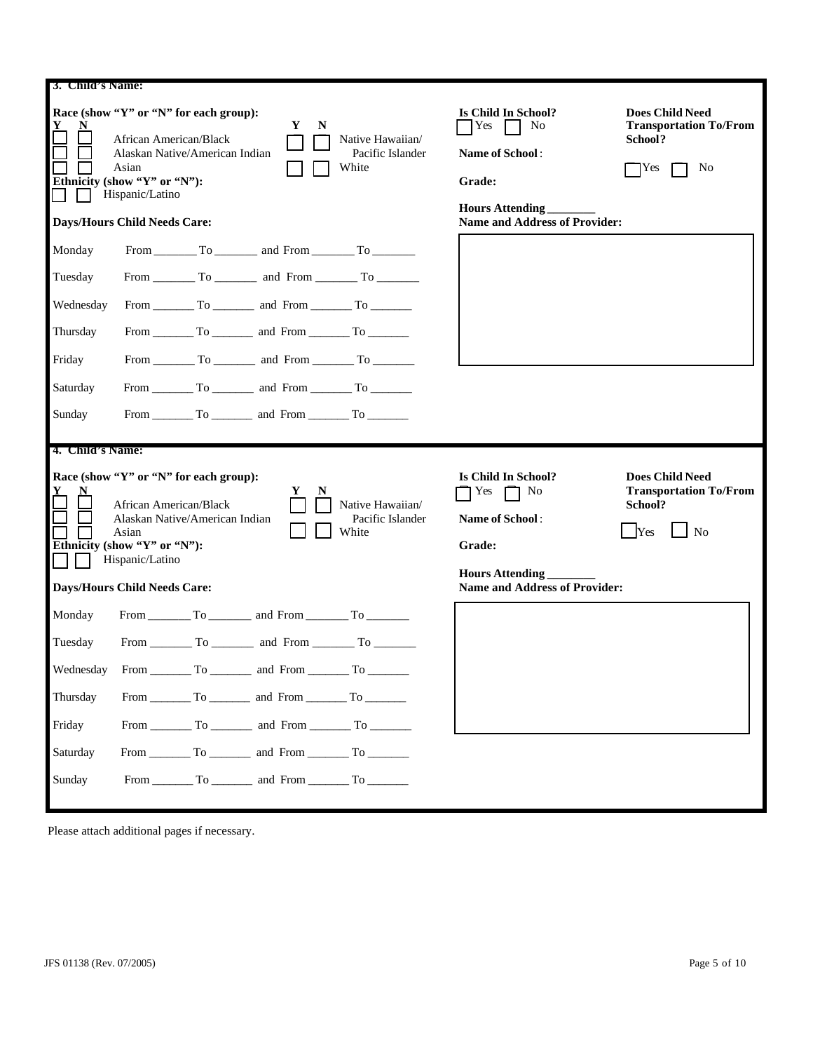**3. Child's Name:**

**Race (show "Y" or "N" for each group):**

| Y | N | | Y | N | |
|---|---|---|---|---|---|
| ☐ | ☐ | African American/Black | ☐ | ☐ | Native Hawaiian/ Pacific Islander |
| ☐ | ☐ | Alaskan Native/American Indian | ☐ | ☐ | White |
| ☐ | ☐ | Asian | | | |

**Ethnicity (show "Y" or "N"):**

☐ ☐ Hispanic/Latino

**Is Child In School?** ☐ Yes ☐ No

**Does Child Need Transportation To/From School?** ☐ Yes ☐ No

**Name of School**:

**Grade:**

**Hours Attending** ________

**Days/Hours Child Needs Care:**

Monday From _______ To _______ and From _______ To _______

Tuesday From _______ To _______ and From _______ To _______

Wednesday From _______ To _______ and From _______ To _______

Thursday From _______ To _______ and From _______ To _______

Friday From _______ To _______ and From _______ To _______

Saturday From _______ To _______ and From _______ To _______

Sunday From _______ To _______ and From _______ To _______

**Name and Address of Provider:**

---

**4. Child's Name:**

**Race (show "Y" or "N" for each group):**

| Y | N | | Y | N | |
|---|---|---|---|---|---|
| ☐ | ☐ | African American/Black | ☐ | ☐ | Native Hawaiian/ Pacific Islander |
| ☐ | ☐ | Alaskan Native/American Indian | ☐ | ☐ | White |
| ☐ | ☐ | Asian | | | |

**Ethnicity (show "Y" or "N"):**

☐ ☐ Hispanic/Latino

**Is Child In School?** ☐ Yes ☐ No

**Does Child Need Transportation To/From School?** ☐ Yes ☐ No

**Name of School**:

**Grade:**

**Hours Attending** ________

**Days/Hours Child Needs Care:**

Monday From _______ To _______ and From _______ To _______

Tuesday From _______ To _______ and From _______ To _______

Wednesday From _______ To _______ and From _______ To _______

Thursday From _______ To _______ and From _______ To _______

Friday From _______ To _______ and From _______ To _______

Saturday From _______ To _______ and From _______ To _______

Sunday From _______ To _______ and From _______ To _______

**Name and Address of Provider:**

---

Please attach additional pages if necessary.

JFS 01138 (Rev. 07/2005)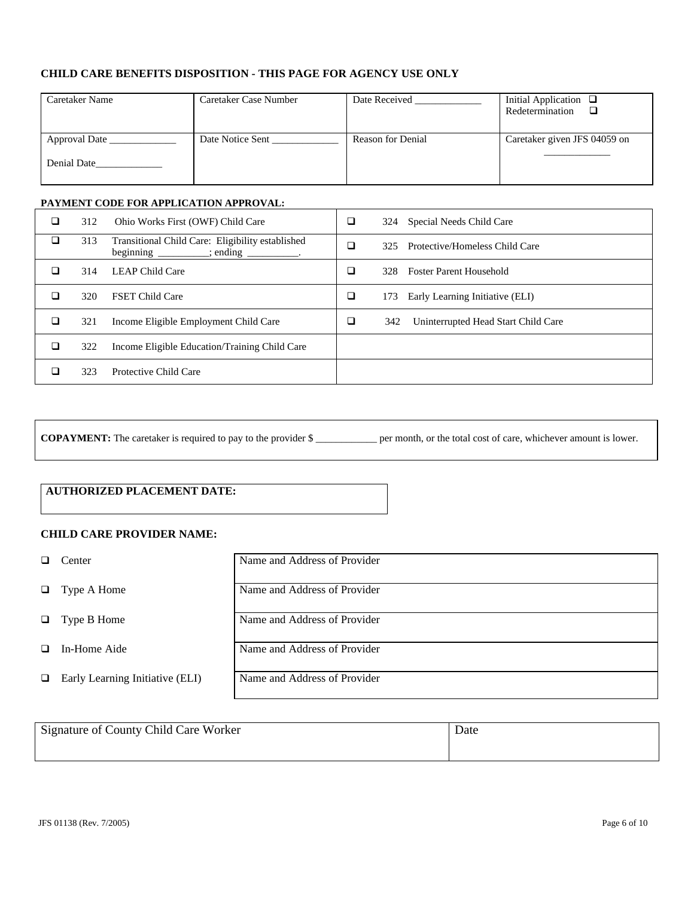## CHILD CARE BENEFITS DISPOSITION - THIS PAGE FOR AGENCY USE ONLY

| Caretaker Name | Caretaker Case Number | Date Received _____________ | Initial Application ❑<br>Redetermination ❑ |
|---|---|---|---|
| Approval Date _____________<br><br>Denial Date_____________ | Date Notice Sent _____________ | Reason for Denial | Caretaker given JFS 04059 on<br>_____________ |

**PAYMENT CODE FOR APPLICATION APPROVAL:**

| | | | | | |
|---|---|---|---|---|---|
| ❑ | 312 | Ohio Works First (OWF) Child Care | ❑ | 324 | Special Needs Child Care |
| ❑ | 313 | Transitional Child Care: Eligibility established beginning _________; ending _________. | ❑ | 325 | Protective/Homeless Child Care |
| ❑ | 314 | LEAP Child Care | ❑ | 328 | Foster Parent Household |
| ❑ | 320 | FSET Child Care | ❑ | 173 | Early Learning Initiative (ELI) |
| ❑ | 321 | Income Eligible Employment Child Care | ❑ | 342 | Uninterrupted Head Start Child Care |
| ❑ | 322 | Income Eligible Education/Training Child Care | | | |
| ❑ | 323 | Protective Child Care | | | |

**COPAYMENT:** The caretaker is required to pay to the provider $ ____________ per month, or the total cost of care, whichever amount is lower.

**AUTHORIZED PLACEMENT DATE:**

**CHILD CARE PROVIDER NAME:**

| | |
|---|---|
| ❑ Center | Name and Address of Provider |
| ❑ Type A Home | Name and Address of Provider |
| ❑ Type B Home | Name and Address of Provider |
| ❑ In-Home Aide | Name and Address of Provider |
| ❑ Early Learning Initiative (ELI) | Name and Address of Provider |

| Signature of County Child Care Worker | Date |
|---|---|
| | |

JFS 01138 (Rev. 7/2005)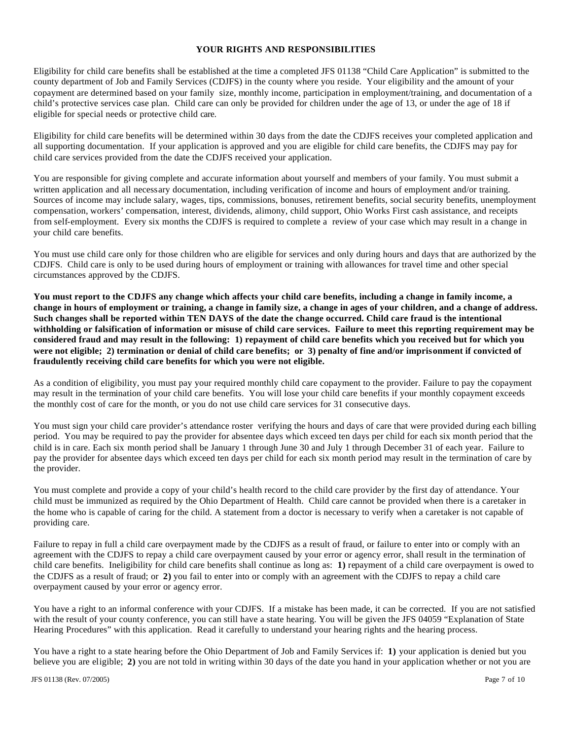## YOUR RIGHTS AND RESPONSIBILITIES

Eligibility for child care benefits shall be established at the time a completed JFS 01138 "Child Care Application" is submitted to the county department of Job and Family Services (CDJFS) in the county where you reside. Your eligibility and the amount of your copayment are determined based on your family size, monthly income, participation in employment/training, and documentation of a child's protective services case plan. Child care can only be provided for children under the age of 13, or under the age of 18 if eligible for special needs or protective child care.

Eligibility for child care benefits will be determined within 30 days from the date the CDJFS receives your completed application and all supporting documentation. If your application is approved and you are eligible for child care benefits, the CDJFS may pay for child care services provided from the date the CDJFS received your application.

You are responsible for giving complete and accurate information about yourself and members of your family. You must submit a written application and all necessary documentation, including verification of income and hours of employment and/or training. Sources of income may include salary, wages, tips, commissions, bonuses, retirement benefits, social security benefits, unemployment compensation, workers' compensation, interest, dividends, alimony, child support, Ohio Works First cash assistance, and receipts from self-employment. Every six months the CDJFS is required to complete a review of your case which may result in a change in your child care benefits.

You must use child care only for those children who are eligible for services and only during hours and days that are authorized by the CDJFS. Child care is only to be used during hours of employment or training with allowances for travel time and other special circumstances approved by the CDJFS.

**You must report to the CDJFS any change which affects your child care benefits, including a change in family income, a change in hours of employment or training, a change in family size, a change in ages of your children, and a change of address. Such changes shall be reported within TEN DAYS of the date the change occurred. Child care fraud is the intentional withholding or falsification of information or misuse of child care services. Failure to meet this reporting requirement may be considered fraud and may result in the following: 1) repayment of child care benefits which you received but for which you were not eligible; 2) termination or denial of child care benefits; or 3) penalty of fine and/or imprisonment if convicted of fraudulently receiving child care benefits for which you were not eligible.**

As a condition of eligibility, you must pay your required monthly child care copayment to the provider. Failure to pay the copayment may result in the termination of your child care benefits. You will lose your child care benefits if your monthly copayment exceeds the monthly cost of care for the month, or you do not use child care services for 31 consecutive days.

You must sign your child care provider's attendance roster verifying the hours and days of care that were provided during each billing period. You may be required to pay the provider for absentee days which exceed ten days per child for each six month period that the child is in care. Each six month period shall be January 1 through June 30 and July 1 through December 31 of each year. Failure to pay the provider for absentee days which exceed ten days per child for each six month period may result in the termination of care by the provider.

You must complete and provide a copy of your child's health record to the child care provider by the first day of attendance. Your child must be immunized as required by the Ohio Department of Health. Child care cannot be provided when there is a caretaker in the home who is capable of caring for the child. A statement from a doctor is necessary to verify when a caretaker is not capable of providing care.

Failure to repay in full a child care overpayment made by the CDJFS as a result of fraud, or failure to enter into or comply with an agreement with the CDJFS to repay a child care overpayment caused by your error or agency error, shall result in the termination of child care benefits. Ineligibility for child care benefits shall continue as long as: **1)** repayment of a child care overpayment is owed to the CDJFS as a result of fraud; or **2)** you fail to enter into or comply with an agreement with the CDJFS to repay a child care overpayment caused by your error or agency error.

You have a right to an informal conference with your CDJFS. If a mistake has been made, it can be corrected. If you are not satisfied with the result of your county conference, you can still have a state hearing. You will be given the JFS 04059 "Explanation of State Hearing Procedures" with this application. Read it carefully to understand your hearing rights and the hearing process.

You have a right to a state hearing before the Ohio Department of Job and Family Services if: **1)** your application is denied but you believe you are eligible; **2)** you are not told in writing within 30 days of the date you hand in your application whether or not you are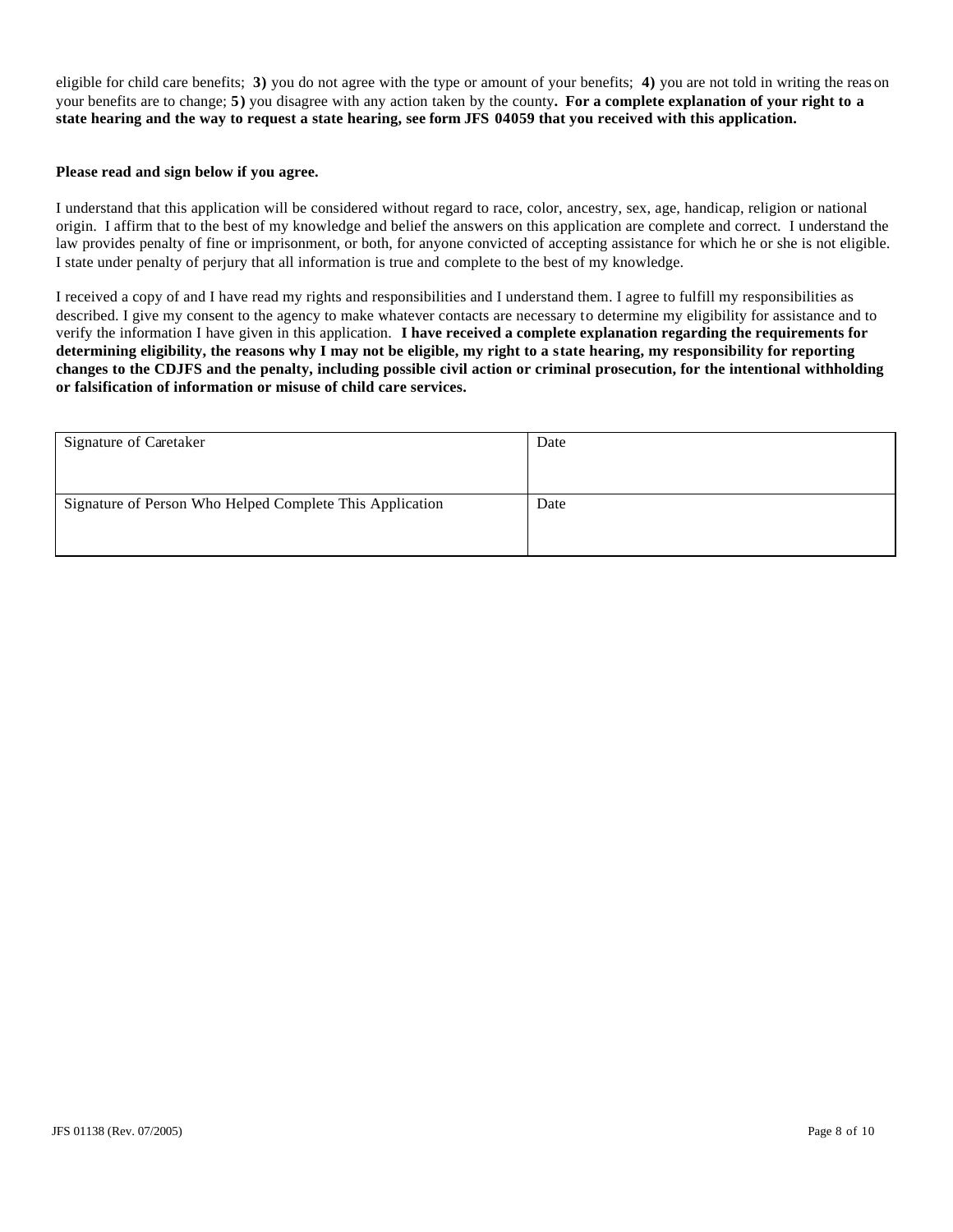eligible for child care benefits; **3)** you do not agree with the type or amount of your benefits; **4)** you are not told in writing the reason your benefits are to change; **5)** you disagree with any action taken by the county**. For a complete explanation of your right to a state hearing and the way to request a state hearing, see form JFS 04059 that you received with this application.**

**Please read and sign below if you agree.**

I understand that this application will be considered without regard to race, color, ancestry, sex, age, handicap, religion or national origin. I affirm that to the best of my knowledge and belief the answers on this application are complete and correct. I understand the law provides penalty of fine or imprisonment, or both, for anyone convicted of accepting assistance for which he or she is not eligible. I state under penalty of perjury that all information is true and complete to the best of my knowledge.

I received a copy of and I have read my rights and responsibilities and I understand them. I agree to fulfill my responsibilities as described. I give my consent to the agency to make whatever contacts are necessary to determine my eligibility for assistance and to verify the information I have given in this application. **I have received a complete explanation regarding the requirements for determining eligibility, the reasons why I may not be eligible, my right to a state hearing, my responsibility for reporting changes to the CDJFS and the penalty, including possible civil action or criminal prosecution, for the intentional withholding or falsification of information or misuse of child care services.**

| Signature of Caretaker | Date |
|---|---|
| Signature of Person Who Helped Complete This Application | Date |

JFS 01138 (Rev. 07/2005)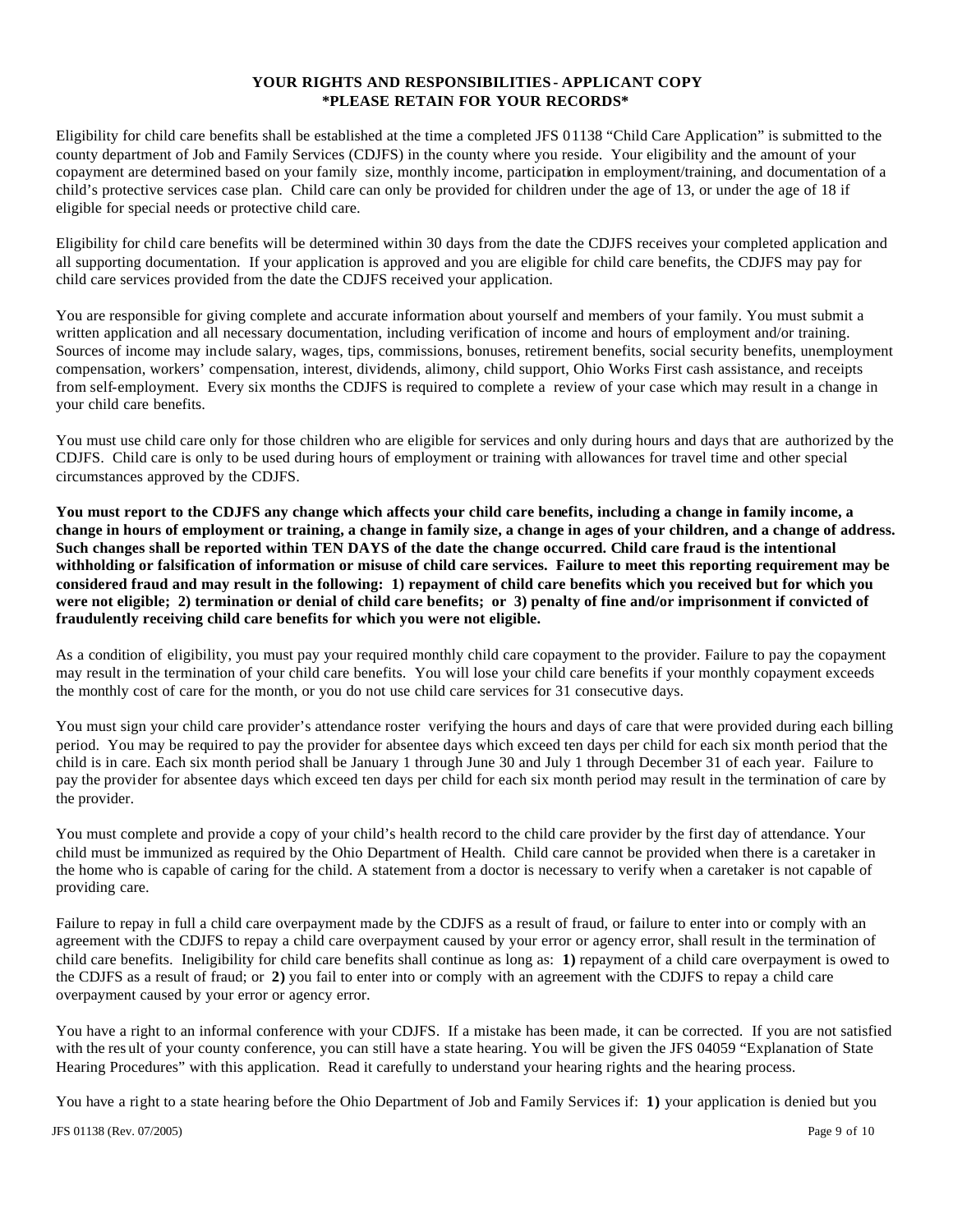**YOUR RIGHTS AND RESPONSIBILITIES - APPLICANT COPY**
**\*PLEASE RETAIN FOR YOUR RECORDS\***

Eligibility for child care benefits shall be established at the time a completed JFS 01138 "Child Care Application" is submitted to the county department of Job and Family Services (CDJFS) in the county where you reside. Your eligibility and the amount of your copayment are determined based on your family size, monthly income, participation in employment/training, and documentation of a child's protective services case plan. Child care can only be provided for children under the age of 13, or under the age of 18 if eligible for special needs or protective child care.

Eligibility for child care benefits will be determined within 30 days from the date the CDJFS receives your completed application and all supporting documentation. If your application is approved and you are eligible for child care benefits, the CDJFS may pay for child care services provided from the date the CDJFS received your application.

You are responsible for giving complete and accurate information about yourself and members of your family. You must submit a written application and all necessary documentation, including verification of income and hours of employment and/or training. Sources of income may include salary, wages, tips, commissions, bonuses, retirement benefits, social security benefits, unemployment compensation, workers' compensation, interest, dividends, alimony, child support, Ohio Works First cash assistance, and receipts from self-employment. Every six months the CDJFS is required to complete a review of your case which may result in a change in your child care benefits.

You must use child care only for those children who are eligible for services and only during hours and days that are authorized by the CDJFS. Child care is only to be used during hours of employment or training with allowances for travel time and other special circumstances approved by the CDJFS.

**You must report to the CDJFS any change which affects your child care benefits, including a change in family income, a change in hours of employment or training, a change in family size, a change in ages of your children, and a change of address. Such changes shall be reported within TEN DAYS of the date the change occurred. Child care fraud is the intentional withholding or falsification of information or misuse of child care services. Failure to meet this reporting requirement may be considered fraud and may result in the following: 1) repayment of child care benefits which you received but for which you were not eligible; 2) termination or denial of child care benefits; or 3) penalty of fine and/or imprisonment if convicted of fraudulently receiving child care benefits for which you were not eligible.**

As a condition of eligibility, you must pay your required monthly child care copayment to the provider. Failure to pay the copayment may result in the termination of your child care benefits. You will lose your child care benefits if your monthly copayment exceeds the monthly cost of care for the month, or you do not use child care services for 31 consecutive days.

You must sign your child care provider's attendance roster verifying the hours and days of care that were provided during each billing period. You may be required to pay the provider for absentee days which exceed ten days per child for each six month period that the child is in care. Each six month period shall be January 1 through June 30 and July 1 through December 31 of each year. Failure to pay the provider for absentee days which exceed ten days per child for each six month period may result in the termination of care by the provider.

You must complete and provide a copy of your child's health record to the child care provider by the first day of attendance. Your child must be immunized as required by the Ohio Department of Health. Child care cannot be provided when there is a caretaker in the home who is capable of caring for the child. A statement from a doctor is necessary to verify when a caretaker is not capable of providing care.

Failure to repay in full a child care overpayment made by the CDJFS as a result of fraud, or failure to enter into or comply with an agreement with the CDJFS to repay a child care overpayment caused by your error or agency error, shall result in the termination of child care benefits. Ineligibility for child care benefits shall continue as long as: **1)** repayment of a child care overpayment is owed to the CDJFS as a result of fraud; or **2)** you fail to enter into or comply with an agreement with the CDJFS to repay a child care overpayment caused by your error or agency error.

You have a right to an informal conference with your CDJFS. If a mistake has been made, it can be corrected. If you are not satisfied with the result of your county conference, you can still have a state hearing. You will be given the JFS 04059 "Explanation of State Hearing Procedures" with this application. Read it carefully to understand your hearing rights and the hearing process.

You have a right to a state hearing before the Ohio Department of Job and Family Services if: **1)** your application is denied but you

JFS 01138 (Rev. 07/2005)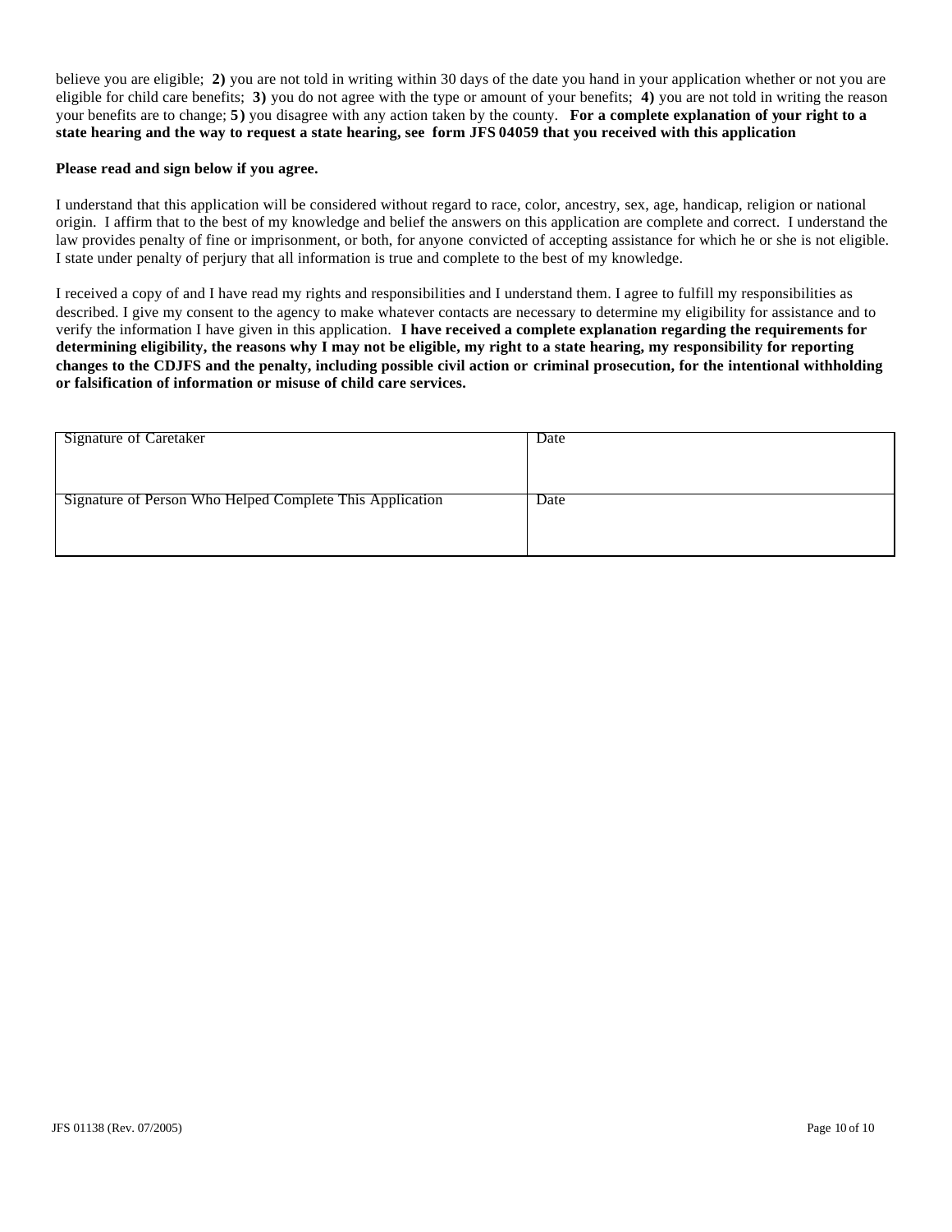believe you are eligible; **2)** you are not told in writing within 30 days of the date you hand in your application whether or not you are eligible for child care benefits; **3)** you do not agree with the type or amount of your benefits; **4)** you are not told in writing the reason your benefits are to change; **5)** you disagree with any action taken by the county. **For a complete explanation of your right to a state hearing and the way to request a state hearing, see form JFS 04059 that you received with this application**

**Please read and sign below if you agree.**

I understand that this application will be considered without regard to race, color, ancestry, sex, age, handicap, religion or national origin. I affirm that to the best of my knowledge and belief the answers on this application are complete and correct. I understand the law provides penalty of fine or imprisonment, or both, for anyone convicted of accepting assistance for which he or she is not eligible. I state under penalty of perjury that all information is true and complete to the best of my knowledge.

I received a copy of and I have read my rights and responsibilities and I understand them. I agree to fulfill my responsibilities as described. I give my consent to the agency to make whatever contacts are necessary to determine my eligibility for assistance and to verify the information I have given in this application. **I have received a complete explanation regarding the requirements for determining eligibility, the reasons why I may not be eligible, my right to a state hearing, my responsibility for reporting changes to the CDJFS and the penalty, including possible civil action or criminal prosecution, for the intentional withholding or falsification of information or misuse of child care services.**

| | |
|---|---|
| Signature of Caretaker | Date |
| Signature of Person Who Helped Complete This Application | Date |

JFS 01138 (Rev. 07/2005)